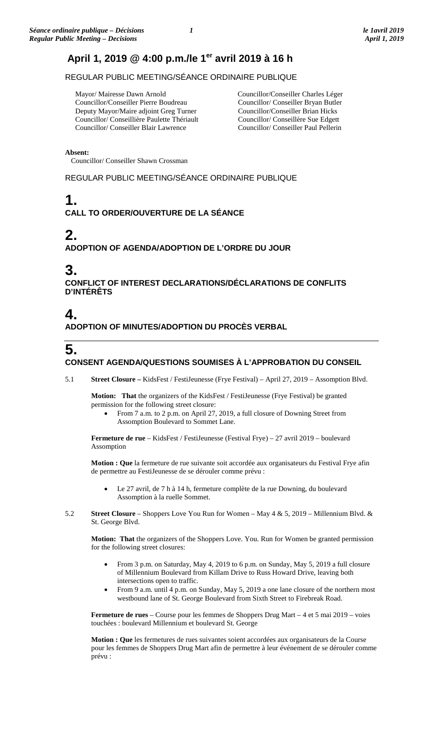# April 1, 2019 @ 4:00 p.m./le 1er avril 2019 à 16 h

REGULAR PUBLIC MEETING/SÉANCE ORDINAIRE PUBLIQUE

Mayor/ Mairesse Dawn Arnold
Councillor/Conseiller Pierre Boudreau
Deputy Mayor/Maire adjoint Greg Turner
Councillor/ Conseillière Paulette Thériault
Councillor/ Conseiller Blair Lawrence
Councillor/Conseiller Charles Léger
Councillor/ Conseiller Bryan Butler
Councillor/Conseiller Brian Hicks
Councillor/ Conseillère Sue Edgett
Councillor/ Conseiller Paul Pellerin

**Absent:**
Councillor/ Conseiller Shawn Crossman

REGULAR PUBLIC MEETING/SÉANCE ORDINAIRE PUBLIQUE

## 1. CALL TO ORDER/OUVERTURE DE LA SÉANCE

## 2. ADOPTION OF AGENDA/ADOPTION DE L'ORDRE DU JOUR

## 3. CONFLICT OF INTEREST DECLARATIONS/DÉCLARATIONS DE CONFLITS D'INTÉRÊTS

## 4. ADOPTION OF MINUTES/ADOPTION DU PROCÈS VERBAL

## 5. CONSENT AGENDA/QUESTIONS SOUMISES À L'APPROBATION DU CONSEIL

5.1 **Street Closure –** KidsFest / FestiJeunesse (Frye Festival) – April 27, 2019 – Assomption Blvd.

**Motion: That** the organizers of the KidsFest / FestiJeunesse (Frye Festival) be granted permission for the following street closure:

- From 7 a.m. to 2 p.m. on April 27, 2019, a full closure of Downing Street from Assomption Boulevard to Sommet Lane.

**Fermeture de rue** – KidsFest / FestiJeunesse (Festival Frye) – 27 avril 2019 – boulevard Assomption

**Motion : Que** la fermeture de rue suivante soit accordée aux organisateurs du Festival Frye afin de permettre au FestiJeunesse de se dérouler comme prévu :

- Le 27 avril, de 7 h à 14 h, fermeture complète de la rue Downing, du boulevard Assomption à la ruelle Sommet.

5.2 **Street Closure** – Shoppers Love You Run for Women – May 4 & 5, 2019 – Millennium Blvd. & St. George Blvd.

**Motion: That** the organizers of the Shoppers Love. You. Run for Women be granted permission for the following street closures:

- From 3 p.m. on Saturday, May 4, 2019 to 6 p.m. on Sunday, May 5, 2019 a full closure of Millennium Boulevard from Killam Drive to Russ Howard Drive, leaving both intersections open to traffic.
- From 9 a.m. until 4 p.m. on Sunday, May 5, 2019 a one lane closure of the northern most westbound lane of St. George Boulevard from Sixth Street to Firebreak Road.

**Fermeture de rues** – Course pour les femmes de Shoppers Drug Mart – 4 et 5 mai 2019 – voies touchées : boulevard Millennium et boulevard St. George

**Motion : Que** les fermetures de rues suivantes soient accordées aux organisateurs de la Course pour les femmes de Shoppers Drug Mart afin de permettre à leur événement de se dérouler comme prévu :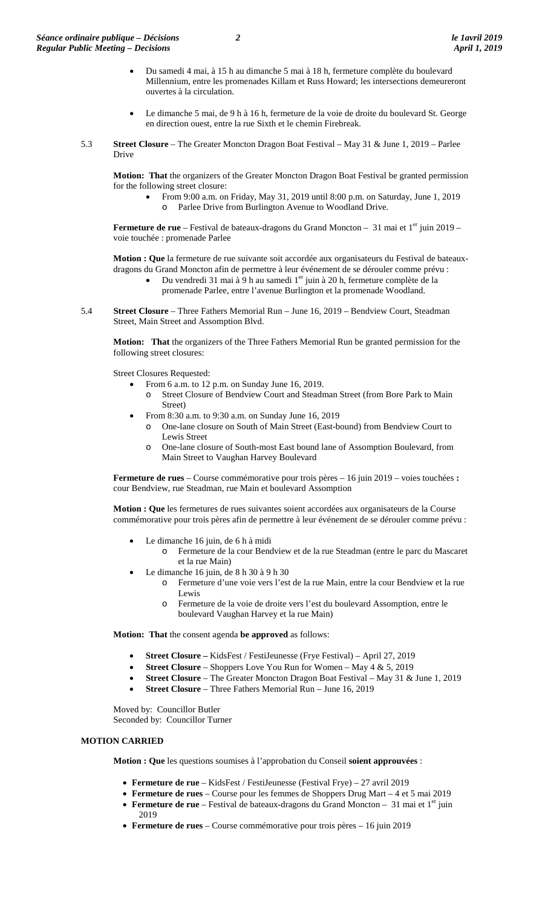- Du samedi 4 mai, à 15 h au dimanche 5 mai à 18 h, fermeture complète du boulevard Millennium, entre les promenades Killam et Russ Howard; les intersections demeureront ouvertes à la circulation.

- Le dimanche 5 mai, de 9 h à 16 h, fermeture de la voie de droite du boulevard St. George en direction ouest, entre la rue Sixth et le chemin Firebreak.

5.3 **Street Closure** – The Greater Moncton Dragon Boat Festival – May 31 & June 1, 2019 – Parlee Drive

**Motion: That** the organizers of the Greater Moncton Dragon Boat Festival be granted permission for the following street closure:

- From 9:00 a.m. on Friday, May 31, 2019 until 8:00 p.m. on Saturday, June 1, 2019
  - Parlee Drive from Burlington Avenue to Woodland Drive.

**Fermeture de rue** – Festival de bateaux-dragons du Grand Moncton – 31 mai et 1er juin 2019 – voie touchée : promenade Parlee

**Motion : Que** la fermeture de rue suivante soit accordée aux organisateurs du Festival de bateaux-dragons du Grand Moncton afin de permettre à leur événement de se dérouler comme prévu :

- Du vendredi 31 mai à 9 h au samedi 1er juin à 20 h, fermeture complète de la promenade Parlee, entre l'avenue Burlington et la promenade Woodland.

5.4 **Street Closure** – Three Fathers Memorial Run – June 16, 2019 – Bendview Court, Steadman Street, Main Street and Assomption Blvd.

**Motion: That** the organizers of the Three Fathers Memorial Run be granted permission for the following street closures:

Street Closures Requested:

- From 6 a.m. to 12 p.m. on Sunday June 16, 2019.
  - Street Closure of Bendview Court and Steadman Street (from Bore Park to Main Street)
- From 8:30 a.m. to 9:30 a.m. on Sunday June 16, 2019
  - One-lane closure on South of Main Street (East-bound) from Bendview Court to Lewis Street
  - One-lane closure of South-most East bound lane of Assomption Boulevard, from Main Street to Vaughan Harvey Boulevard

**Fermeture de rues** – Course commémorative pour trois pères – 16 juin 2019 – voies touchées **:** cour Bendview, rue Steadman, rue Main et boulevard Assomption

**Motion : Que** les fermetures de rues suivantes soient accordées aux organisateurs de la Course commémorative pour trois pères afin de permettre à leur événement de se dérouler comme prévu :

- Le dimanche 16 juin, de 6 h à midi
  - Fermeture de la cour Bendview et de la rue Steadman (entre le parc du Mascaret et la rue Main)
- Le dimanche 16 juin, de 8 h 30 à 9 h 30
  - Fermeture d'une voie vers l'est de la rue Main, entre la cour Bendview et la rue Lewis
  - Fermeture de la voie de droite vers l'est du boulevard Assomption, entre le boulevard Vaughan Harvey et la rue Main)

**Motion: That** the consent agenda **be approved** as follows:

- **Street Closure –** KidsFest / FestiJeunesse (Frye Festival) – April 27, 2019
- **Street Closure** – Shoppers Love You Run for Women – May 4 & 5, 2019
- **Street Closure** – The Greater Moncton Dragon Boat Festival – May 31 & June 1, 2019
- **Street Closure** – Three Fathers Memorial Run – June 16, 2019

Moved by: Councillor Butler
Seconded by: Councillor Turner

**MOTION CARRIED**

**Motion : Que** les questions soumises à l'approbation du Conseil **soient approuvées** :

- **Fermeture de rue** – KidsFest / FestiJeunesse (Festival Frye) – 27 avril 2019
- **Fermeture de rues** – Course pour les femmes de Shoppers Drug Mart – 4 et 5 mai 2019
- **Fermeture de rue** – Festival de bateaux-dragons du Grand Moncton – 31 mai et 1er juin 2019
- **Fermeture de rues** – Course commémorative pour trois pères – 16 juin 2019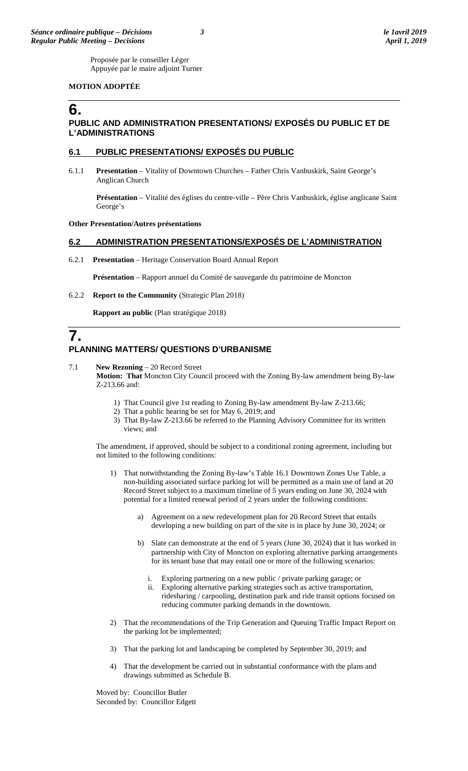Proposée par le conseiller Léger
Appuyée par le maire adjoint Turner

**MOTION ADOPTÉE**

# 6. PUBLIC AND ADMINISTRATION PRESENTATIONS/ EXPOSÉS DU PUBLIC ET DE L'ADMINISTRATIONS

## 6.1 PUBLIC PRESENTATIONS/ EXPOSÉS DU PUBLIC

6.1.1 **Presentation** – Vitality of Downtown Churches – Father Chris Vanbuskirk, Saint George's Anglican Church

**Présentation** – Vitalité des églises du centre-ville – Père Chris Vanbuskirk, église anglicane Saint George's

**Other Presentation/Autres présentations**

## 6.2 ADMINISTRATION PRESENTATIONS/EXPOSÉS DE L'ADMINISTRATION

6.2.1 **Presentation** – Heritage Conservation Board Annual Report

**Présentation** – Rapport annuel du Comité de sauvegarde du patrimoine de Moncton

6.2.2 **Report to the Community** (Strategic Plan 2018)

**Rapport au public** (Plan stratégique 2018)

# 7. PLANNING MATTERS/ QUESTIONS D'URBANISME

7.1 **New Rezoning** – 20 Record Street
**Motion: That** Moncton City Council proceed with the Zoning By-law amendment being By-law Z-213.66 and:

1) That Council give 1st reading to Zoning By-law amendment By-law Z-213.66;
2) That a public hearing be set for May 6, 2019; and
3) That By-law Z-213.66 be referred to the Planning Advisory Committee for its written views; and

The amendment, if approved, should be subject to a conditional zoning agreement, including but not limited to the following conditions:

1) That notwithstanding the Zoning By-law's Table 16.1 Downtown Zones Use Table, a non-building associated surface parking lot will be permitted as a main use of land at 20 Record Street subject to a maximum timeline of 5 years ending on June 30, 2024 with potential for a limited renewal period of 2 years under the following conditions:

   a) Agreement on a new redevelopment plan for 20 Record Street that entails developing a new building on part of the site is in place by June 30, 2024; or

   b) Slate can demonstrate at the end of 5 years (June 30, 2024) that it has worked in partnership with City of Moncton on exploring alternative parking arrangements for its tenant base that may entail one or more of the following scenarios:

      i. Exploring partnering on a new public / private parking garage; or
      ii. Exploring alternative parking strategies such as active transportation, ridesharing / carpooling, destination park and ride transit options focused on reducing commuter parking demands in the downtown.

2) That the recommendations of the Trip Generation and Queuing Traffic Impact Report on the parking lot be implemented;

3) That the parking lot and landscaping be completed by September 30, 2019; and

4) That the development be carried out in substantial conformance with the plans and drawings submitted as Schedule B.

Moved by: Councillor Butler
Seconded by: Councillor Edgett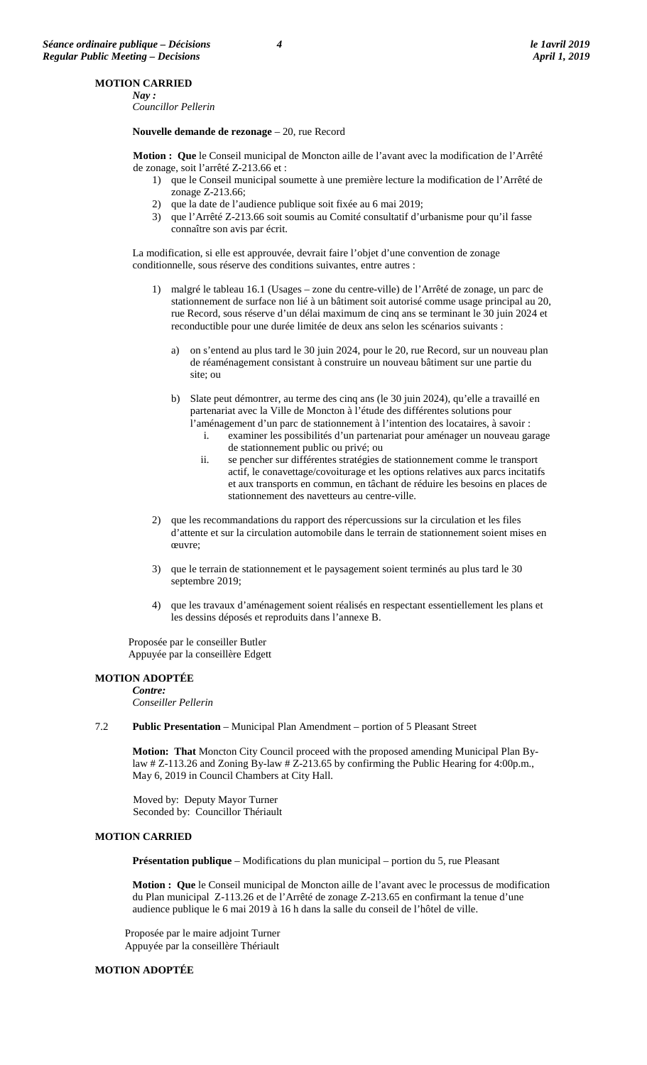**MOTION CARRIED**

*Nay :*
*Councillor Pellerin*

**Nouvelle demande de rezonage** – 20, rue Record

**Motion : Que** le Conseil municipal de Moncton aille de l'avant avec la modification de l'Arrêté de zonage, soit l'arrêté Z-213.66 et :

1) que le Conseil municipal soumette à une première lecture la modification de l'Arrêté de zonage Z-213.66;
2) que la date de l'audience publique soit fixée au 6 mai 2019;
3) que l'Arrêté Z-213.66 soit soumis au Comité consultatif d'urbanisme pour qu'il fasse connaître son avis par écrit.

La modification, si elle est approuvée, devrait faire l'objet d'une convention de zonage conditionnelle, sous réserve des conditions suivantes, entre autres :

1) malgré le tableau 16.1 (Usages – zone du centre-ville) de l'Arrêté de zonage, un parc de stationnement de surface non lié à un bâtiment soit autorisé comme usage principal au 20, rue Record, sous réserve d'un délai maximum de cinq ans se terminant le 30 juin 2024 et reconductible pour une durée limitée de deux ans selon les scénarios suivants :

   a) on s'entend au plus tard le 30 juin 2024, pour le 20, rue Record, sur un nouveau plan de réaménagement consistant à construire un nouveau bâtiment sur une partie du site; ou

   b) Slate peut démontrer, au terme des cinq ans (le 30 juin 2024), qu'elle a travaillé en partenariat avec la Ville de Moncton à l'étude des différentes solutions pour l'aménagement d'un parc de stationnement à l'intention des locataires, à savoir :
      i. examiner les possibilités d'un partenariat pour aménager un nouveau garage de stationnement public ou privé; ou
      ii. se pencher sur différentes stratégies de stationnement comme le transport actif, le conavettage/covoiturage et les options relatives aux parcs incitatifs et aux transports en commun, en tâchant de réduire les besoins en places de stationnement des navetteurs au centre-ville.

2) que les recommandations du rapport des répercussions sur la circulation et les files d'attente et sur la circulation automobile dans le terrain de stationnement soient mises en œuvre;

3) que le terrain de stationnement et le paysagement soient terminés au plus tard le 30 septembre 2019;

4) que les travaux d'aménagement soient réalisés en respectant essentiellement les plans et les dessins déposés et reproduits dans l'annexe B.

Proposée par le conseiller Butler
Appuyée par la conseillère Edgett

**MOTION ADOPTÉE**

***Contre:***
*Conseiller Pellerin*

7.2 **Public Presentation** – Municipal Plan Amendment – portion of 5 Pleasant Street

**Motion: That** Moncton City Council proceed with the proposed amending Municipal Plan By-law # Z-113.26 and Zoning By-law # Z-213.65 by confirming the Public Hearing for 4:00p.m., May 6, 2019 in Council Chambers at City Hall.

Moved by: Deputy Mayor Turner
Seconded by: Councillor Thériault

**MOTION CARRIED**

**Présentation publique** – Modifications du plan municipal – portion du 5, rue Pleasant

**Motion : Que** le Conseil municipal de Moncton aille de l'avant avec le processus de modification du Plan municipal Z-113.26 et de l'Arrêté de zonage Z-213.65 en confirmant la tenue d'une audience publique le 6 mai 2019 à 16 h dans la salle du conseil de l'hôtel de ville.

Proposée par le maire adjoint Turner
Appuyée par la conseillère Thériault

**MOTION ADOPTÉE**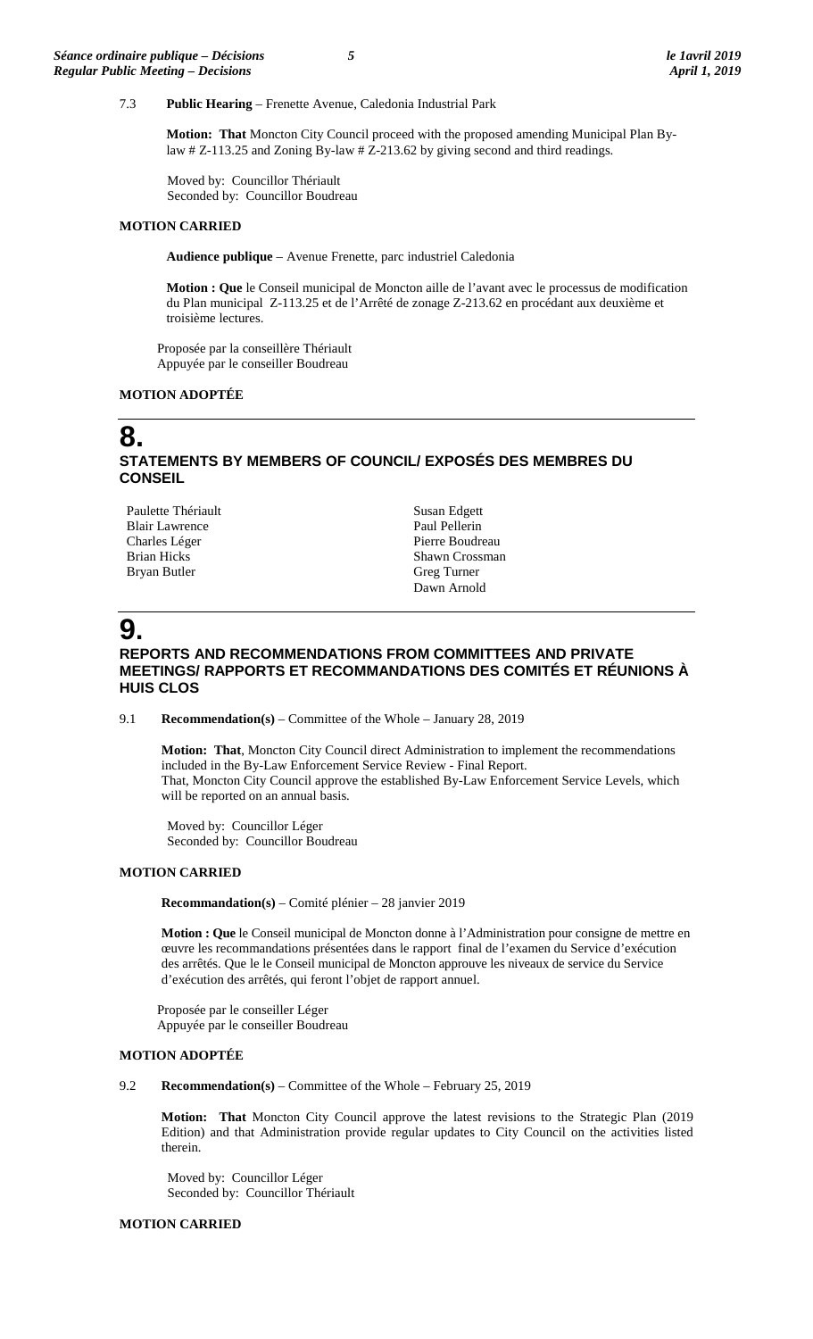7.3 **Public Hearing** – Frenette Avenue, Caledonia Industrial Park

**Motion: That** Moncton City Council proceed with the proposed amending Municipal Plan By-law # Z-113.25 and Zoning By-law # Z-213.62 by giving second and third readings.

Moved by: Councillor Thériault
Seconded by: Councillor Boudreau

**MOTION CARRIED**

**Audience publique** – Avenue Frenette, parc industriel Caledonia

**Motion : Que** le Conseil municipal de Moncton aille de l'avant avec le processus de modification du Plan municipal Z-113.25 et de l'Arrêté de zonage Z-213.62 en procédant aux deuxième et troisième lectures.

Proposée par la conseillère Thériault
Appuyée par le conseiller Boudreau

**MOTION ADOPTÉE**

# 8.

## STATEMENTS BY MEMBERS OF COUNCIL/ EXPOSÉS DES MEMBRES DU CONSEIL

Paulette Thériault
Blair Lawrence
Charles Léger
Brian Hicks
Bryan Butler
Susan Edgett
Paul Pellerin
Pierre Boudreau
Shawn Crossman
Greg Turner
Dawn Arnold

# 9.

## REPORTS AND RECOMMENDATIONS FROM COMMITTEES AND PRIVATE MEETINGS/ RAPPORTS ET RECOMMANDATIONS DES COMITÉS ET RÉUNIONS À HUIS CLOS

9.1 **Recommendation(s)** – Committee of the Whole – January 28, 2019

**Motion: That**, Moncton City Council direct Administration to implement the recommendations included in the By-Law Enforcement Service Review - Final Report.
That, Moncton City Council approve the established By-Law Enforcement Service Levels, which will be reported on an annual basis.

Moved by: Councillor Léger
Seconded by: Councillor Boudreau

**MOTION CARRIED**

**Recommandation(s)** – Comité plénier – 28 janvier 2019

**Motion : Que** le Conseil municipal de Moncton donne à l'Administration pour consigne de mettre en œuvre les recommandations présentées dans le rapport final de l'examen du Service d'exécution des arrêtés. Que le le Conseil municipal de Moncton approuve les niveaux de service du Service d'exécution des arrêtés, qui feront l'objet de rapport annuel.

Proposée par le conseiller Léger
Appuyée par le conseiller Boudreau

**MOTION ADOPTÉE**

9.2 **Recommendation(s)** – Committee of the Whole – February 25, 2019

**Motion: That** Moncton City Council approve the latest revisions to the Strategic Plan (2019 Edition) and that Administration provide regular updates to City Council on the activities listed therein.

Moved by: Councillor Léger
Seconded by: Councillor Thériault

**MOTION CARRIED**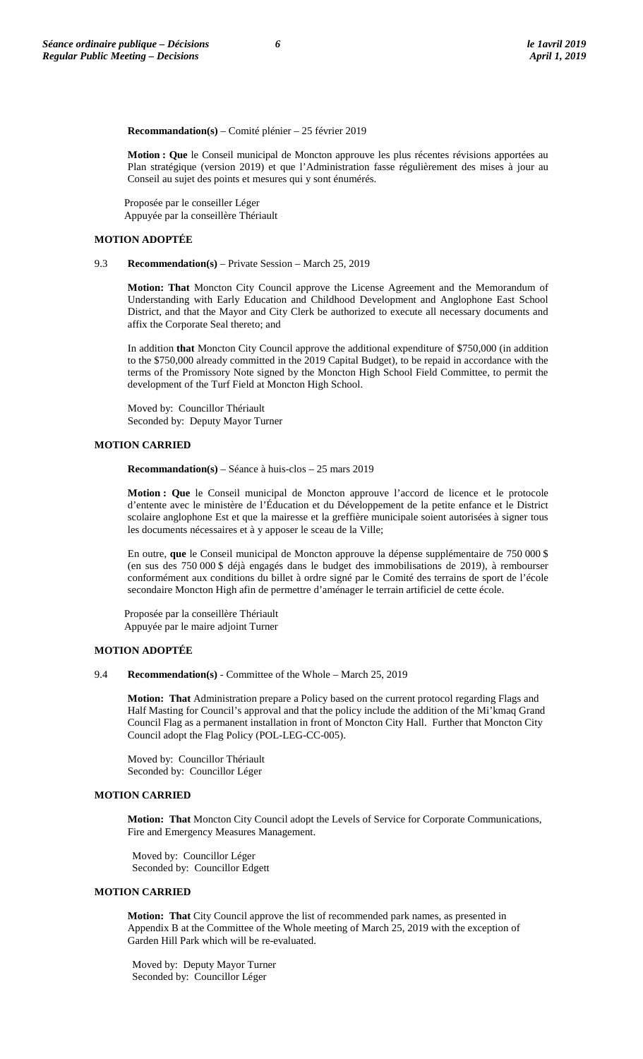**Recommandation(s)** – Comité plénier – 25 février 2019

**Motion : Que** le Conseil municipal de Moncton approuve les plus récentes révisions apportées au Plan stratégique (version 2019) et que l'Administration fasse régulièrement des mises à jour au Conseil au sujet des points et mesures qui y sont énumérés.

Proposée par le conseiller Léger
Appuyée par la conseillère Thériault

**MOTION ADOPTÉE**

9.3 **Recommendation(s)** – Private Session – March 25, 2019

**Motion: That** Moncton City Council approve the License Agreement and the Memorandum of Understanding with Early Education and Childhood Development and Anglophone East School District, and that the Mayor and City Clerk be authorized to execute all necessary documents and affix the Corporate Seal thereto; and

In addition **that** Moncton City Council approve the additional expenditure of $750,000 (in addition to the $750,000 already committed in the 2019 Capital Budget), to be repaid in accordance with the terms of the Promissory Note signed by the Moncton High School Field Committee, to permit the development of the Turf Field at Moncton High School.

Moved by: Councillor Thériault
Seconded by: Deputy Mayor Turner

**MOTION CARRIED**

**Recommandation(s)** – Séance à huis-clos – 25 mars 2019

**Motion : Que** le Conseil municipal de Moncton approuve l'accord de licence et le protocole d'entente avec le ministère de l'Éducation et du Développement de la petite enfance et le District scolaire anglophone Est et que la mairesse et la greffière municipale soient autorisées à signer tous les documents nécessaires et à y apposer le sceau de la Ville;

En outre, **que** le Conseil municipal de Moncton approuve la dépense supplémentaire de 750 000 $ (en sus des 750 000 $ déjà engagés dans le budget des immobilisations de 2019), à rembourser conformément aux conditions du billet à ordre signé par le Comité des terrains de sport de l'école secondaire Moncton High afin de permettre d'aménager le terrain artificiel de cette école.

Proposée par la conseillère Thériault
Appuyée par le maire adjoint Turner

**MOTION ADOPTÉE**

9.4 **Recommendation(s)** - Committee of the Whole – March 25, 2019

**Motion: That** Administration prepare a Policy based on the current protocol regarding Flags and Half Masting for Council's approval and that the policy include the addition of the Mi'kmaq Grand Council Flag as a permanent installation in front of Moncton City Hall. Further that Moncton City Council adopt the Flag Policy (POL-LEG-CC-005).

Moved by: Councillor Thériault
Seconded by: Councillor Léger

**MOTION CARRIED**

**Motion: That** Moncton City Council adopt the Levels of Service for Corporate Communications, Fire and Emergency Measures Management.

Moved by: Councillor Léger
Seconded by: Councillor Edgett

**MOTION CARRIED**

**Motion: That** City Council approve the list of recommended park names, as presented in Appendix B at the Committee of the Whole meeting of March 25, 2019 with the exception of Garden Hill Park which will be re-evaluated.

Moved by: Deputy Mayor Turner
Seconded by: Councillor Léger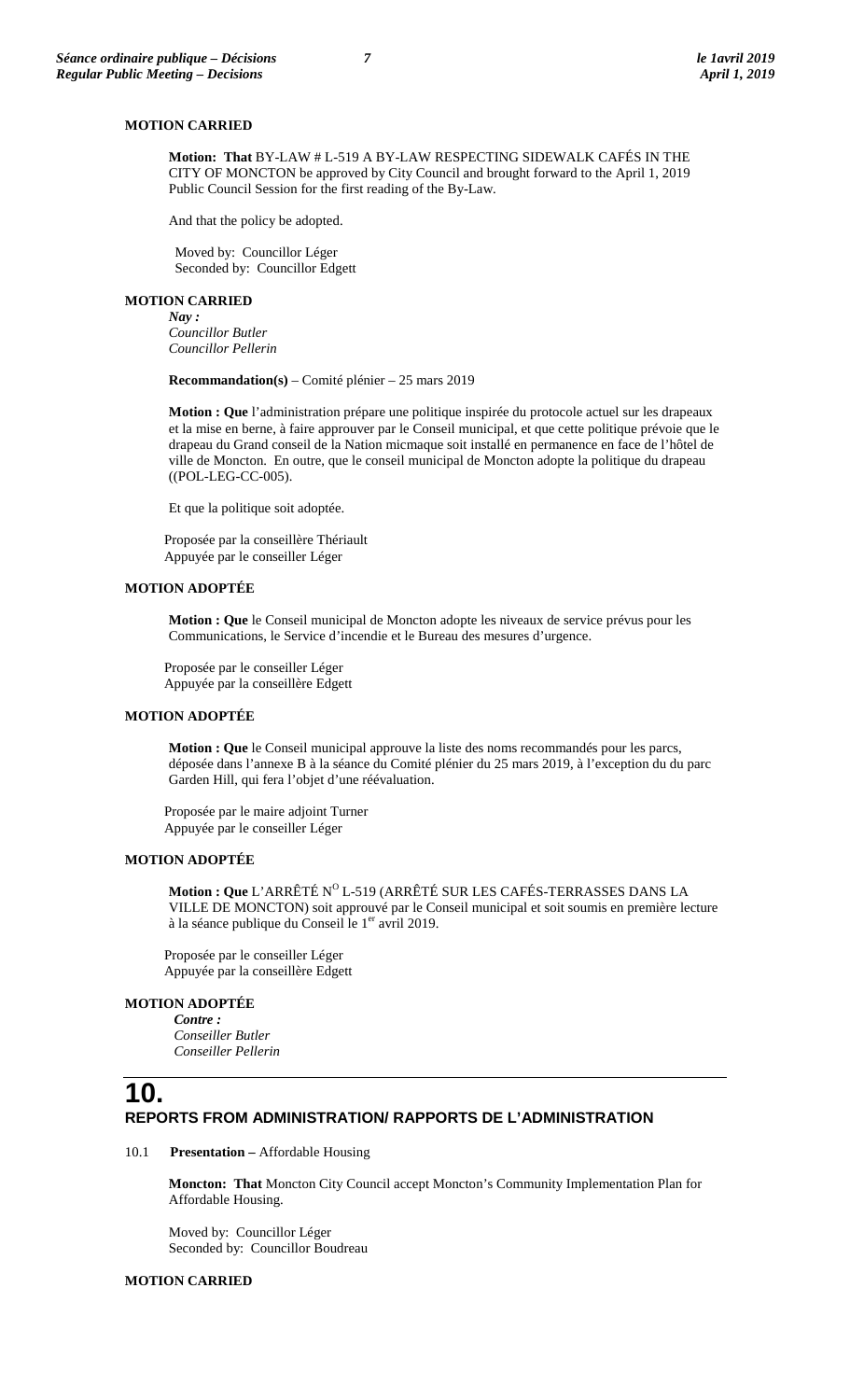**MOTION CARRIED**

**Motion: That** BY-LAW # L-519 A BY-LAW RESPECTING SIDEWALK CAFÉS IN THE CITY OF MONCTON be approved by City Council and brought forward to the April 1, 2019 Public Council Session for the first reading of the By-Law.

And that the policy be adopted.

Moved by: Councillor Léger
Seconded by: Councillor Edgett

**MOTION CARRIED**
***Nay :***
*Councillor Butler*
*Councillor Pellerin*

**Recommandation(s)** – Comité plénier – 25 mars 2019

**Motion : Que** l'administration prépare une politique inspirée du protocole actuel sur les drapeaux et la mise en berne, à faire approuver par le Conseil municipal, et que cette politique prévoie que le drapeau du Grand conseil de la Nation micmaque soit installé en permanence en face de l'hôtel de ville de Moncton. En outre, que le conseil municipal de Moncton adopte la politique du drapeau ((POL-LEG-CC-005).

Et que la politique soit adoptée.

Proposée par la conseillère Thériault
Appuyée par le conseiller Léger

**MOTION ADOPTÉE**

**Motion : Que** le Conseil municipal de Moncton adopte les niveaux de service prévus pour les Communications, le Service d'incendie et le Bureau des mesures d'urgence.

Proposée par le conseiller Léger
Appuyée par la conseillère Edgett

**MOTION ADOPTÉE**

**Motion : Que** le Conseil municipal approuve la liste des noms recommandés pour les parcs, déposée dans l'annexe B à la séance du Comité plénier du 25 mars 2019, à l'exception du du parc Garden Hill, qui fera l'objet d'une réévaluation.

Proposée par le maire adjoint Turner
Appuyée par le conseiller Léger

**MOTION ADOPTÉE**

**Motion : Que** L'ARRÊTÉ N[O] L-519 (ARRÊTÉ SUR LES CAFÉS-TERRASSES DANS LA VILLE DE MONCTON) soit approuvé par le Conseil municipal et soit soumis en première lecture à la séance publique du Conseil le 1[er] avril 2019.

Proposée par le conseiller Léger
Appuyée par la conseillère Edgett

**MOTION ADOPTÉE**
***Contre :***
*Conseiller Butler*
*Conseiller Pellerin*

# 10.
## REPORTS FROM ADMINISTRATION/ RAPPORTS DE L'ADMINISTRATION

10.1 **Presentation –** Affordable Housing

**Moncton: That** Moncton City Council accept Moncton's Community Implementation Plan for Affordable Housing.

Moved by: Councillor Léger
Seconded by: Councillor Boudreau

**MOTION CARRIED**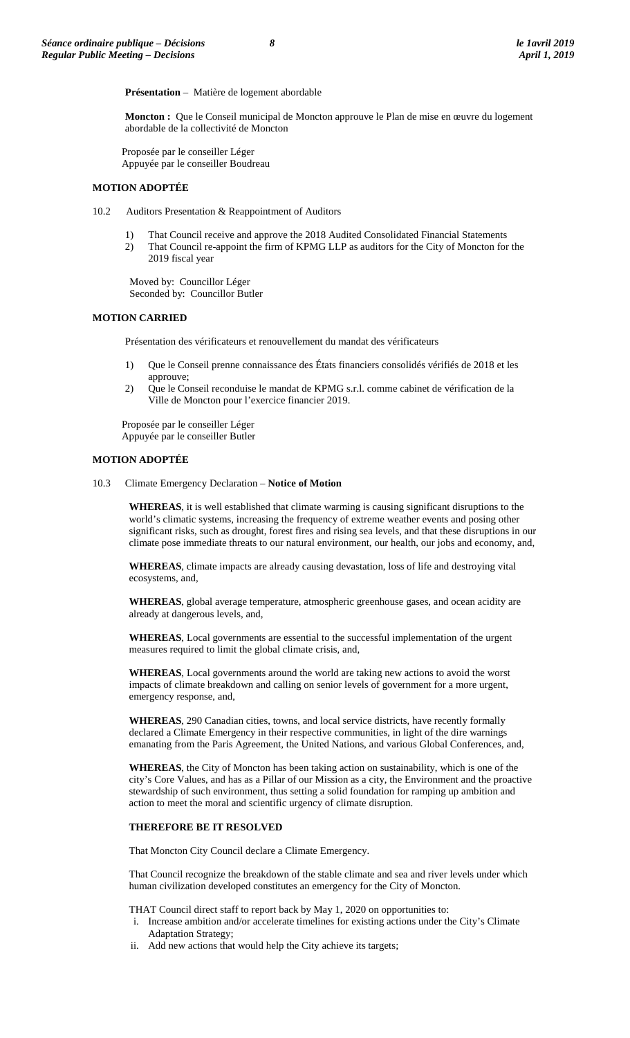**Présentation** – Matière de logement abordable

**Moncton :** Que le Conseil municipal de Moncton approuve le Plan de mise en œuvre du logement abordable de la collectivité de Moncton

Proposée par le conseiller Léger
Appuyée par le conseiller Boudreau

**MOTION ADOPTÉE**

10.2 Auditors Presentation & Reappointment of Auditors

1) That Council receive and approve the 2018 Audited Consolidated Financial Statements
2) That Council re-appoint the firm of KPMG LLP as auditors for the City of Moncton for the 2019 fiscal year

Moved by: Councillor Léger
Seconded by: Councillor Butler

**MOTION CARRIED**

Présentation des vérificateurs et renouvellement du mandat des vérificateurs

1) Que le Conseil prenne connaissance des États financiers consolidés vérifiés de 2018 et les approuve;
2) Que le Conseil reconduise le mandat de KPMG s.r.l. comme cabinet de vérification de la Ville de Moncton pour l'exercice financier 2019.

Proposée par le conseiller Léger
Appuyée par le conseiller Butler

**MOTION ADOPTÉE**

10.3 Climate Emergency Declaration – **Notice of Motion**

**WHEREAS**, it is well established that climate warming is causing significant disruptions to the world's climatic systems, increasing the frequency of extreme weather events and posing other significant risks, such as drought, forest fires and rising sea levels, and that these disruptions in our climate pose immediate threats to our natural environment, our health, our jobs and economy, and,

**WHEREAS**, climate impacts are already causing devastation, loss of life and destroying vital ecosystems, and,

**WHEREAS**, global average temperature, atmospheric greenhouse gases, and ocean acidity are already at dangerous levels, and,

**WHEREAS**, Local governments are essential to the successful implementation of the urgent measures required to limit the global climate crisis, and,

**WHEREAS**, Local governments around the world are taking new actions to avoid the worst impacts of climate breakdown and calling on senior levels of government for a more urgent, emergency response, and,

**WHEREAS**, 290 Canadian cities, towns, and local service districts, have recently formally declared a Climate Emergency in their respective communities, in light of the dire warnings emanating from the Paris Agreement, the United Nations, and various Global Conferences, and,

**WHEREAS**, the City of Moncton has been taking action on sustainability, which is one of the city's Core Values, and has as a Pillar of our Mission as a city, the Environment and the proactive stewardship of such environment, thus setting a solid foundation for ramping up ambition and action to meet the moral and scientific urgency of climate disruption.

**THEREFORE BE IT RESOLVED**

That Moncton City Council declare a Climate Emergency.

That Council recognize the breakdown of the stable climate and sea and river levels under which human civilization developed constitutes an emergency for the City of Moncton.

THAT Council direct staff to report back by May 1, 2020 on opportunities to:

i. Increase ambition and/or accelerate timelines for existing actions under the City's Climate Adaptation Strategy;
ii. Add new actions that would help the City achieve its targets;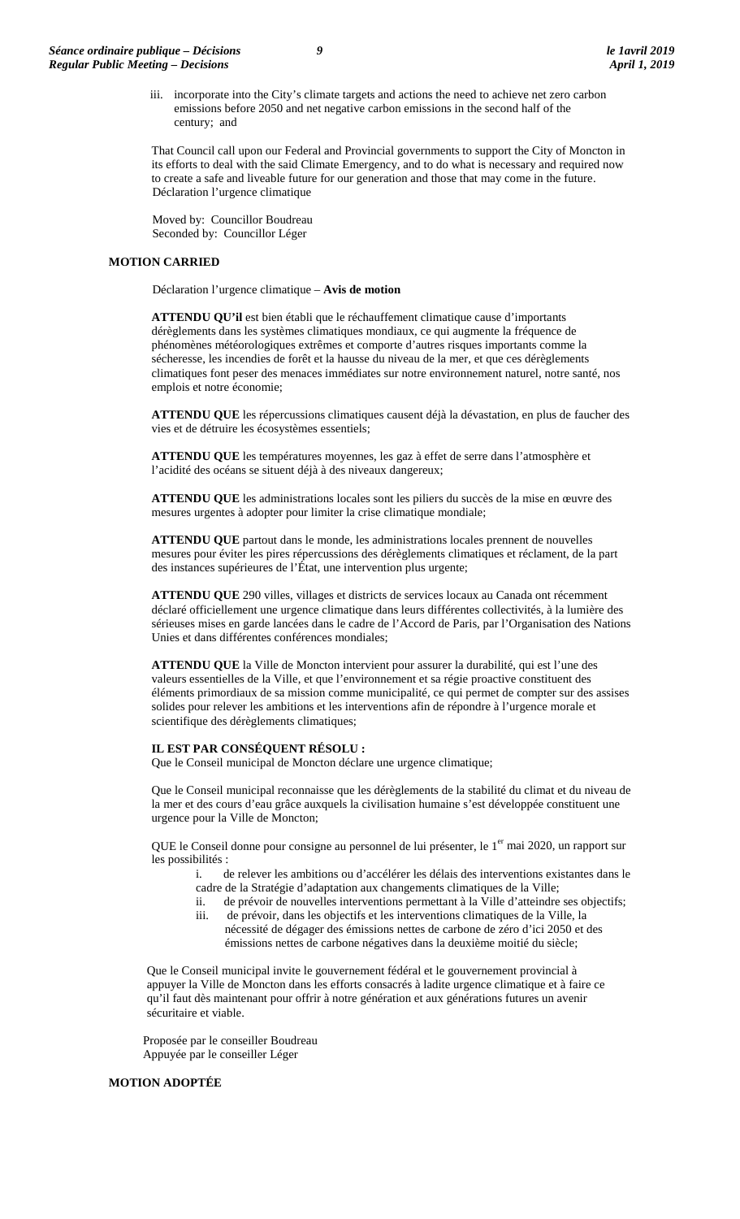iii. incorporate into the City's climate targets and actions the need to achieve net zero carbon emissions before 2050 and net negative carbon emissions in the second half of the century; and

That Council call upon our Federal and Provincial governments to support the City of Moncton in its efforts to deal with the said Climate Emergency, and to do what is necessary and required now to create a safe and liveable future for our generation and those that may come in the future.
Déclaration l'urgence climatique

Moved by: Councillor Boudreau
Seconded by: Councillor Léger

**MOTION CARRIED**

Déclaration l'urgence climatique – **Avis de motion**

**ATTENDU QU'il** est bien établi que le réchauffement climatique cause d'importants dérèglements dans les systèmes climatiques mondiaux, ce qui augmente la fréquence de phénomènes météorologiques extrêmes et comporte d'autres risques importants comme la sécheresse, les incendies de forêt et la hausse du niveau de la mer, et que ces dérèglements climatiques font peser des menaces immédiates sur notre environnement naturel, notre santé, nos emplois et notre économie;

**ATTENDU QUE** les répercussions climatiques causent déjà la dévastation, en plus de faucher des vies et de détruire les écosystèmes essentiels;

**ATTENDU QUE** les températures moyennes, les gaz à effet de serre dans l'atmosphère et l'acidité des océans se situent déjà à des niveaux dangereux;

**ATTENDU QUE** les administrations locales sont les piliers du succès de la mise en œuvre des mesures urgentes à adopter pour limiter la crise climatique mondiale;

**ATTENDU QUE** partout dans le monde, les administrations locales prennent de nouvelles mesures pour éviter les pires répercussions des dérèglements climatiques et réclament, de la part des instances supérieures de l'État, une intervention plus urgente;

**ATTENDU QUE** 290 villes, villages et districts de services locaux au Canada ont récemment déclaré officiellement une urgence climatique dans leurs différentes collectivités, à la lumière des sérieuses mises en garde lancées dans le cadre de l'Accord de Paris, par l'Organisation des Nations Unies et dans différentes conférences mondiales;

**ATTENDU QUE** la Ville de Moncton intervient pour assurer la durabilité, qui est l'une des valeurs essentielles de la Ville, et que l'environnement et sa régie proactive constituent des éléments primordiaux de sa mission comme municipalité, ce qui permet de compter sur des assises solides pour relever les ambitions et les interventions afin de répondre à l'urgence morale et scientifique des dérèglements climatiques;

**IL EST PAR CONSÉQUENT RÉSOLU :**
Que le Conseil municipal de Moncton déclare une urgence climatique;

Que le Conseil municipal reconnaisse que les dérèglements de la stabilité du climat et du niveau de la mer et des cours d'eau grâce auxquels la civilisation humaine s'est développée constituent une urgence pour la Ville de Moncton;

QUE le Conseil donne pour consigne au personnel de lui présenter, le 1er mai 2020, un rapport sur les possibilités :

i. de relever les ambitions ou d'accélérer les délais des interventions existantes dans le cadre de la Stratégie d'adaptation aux changements climatiques de la Ville;
ii. de prévoir de nouvelles interventions permettant à la Ville d'atteindre ses objectifs;
iii. de prévoir, dans les objectifs et les interventions climatiques de la Ville, la nécessité de dégager des émissions nettes de carbone de zéro d'ici 2050 et des émissions nettes de carbone négatives dans la deuxième moitié du siècle;

Que le Conseil municipal invite le gouvernement fédéral et le gouvernement provincial à appuyer la Ville de Moncton dans les efforts consacrés à ladite urgence climatique et à faire ce qu'il faut dès maintenant pour offrir à notre génération et aux générations futures un avenir sécuritaire et viable.

Proposée par le conseiller Boudreau
Appuyée par le conseiller Léger

**MOTION ADOPTÉE**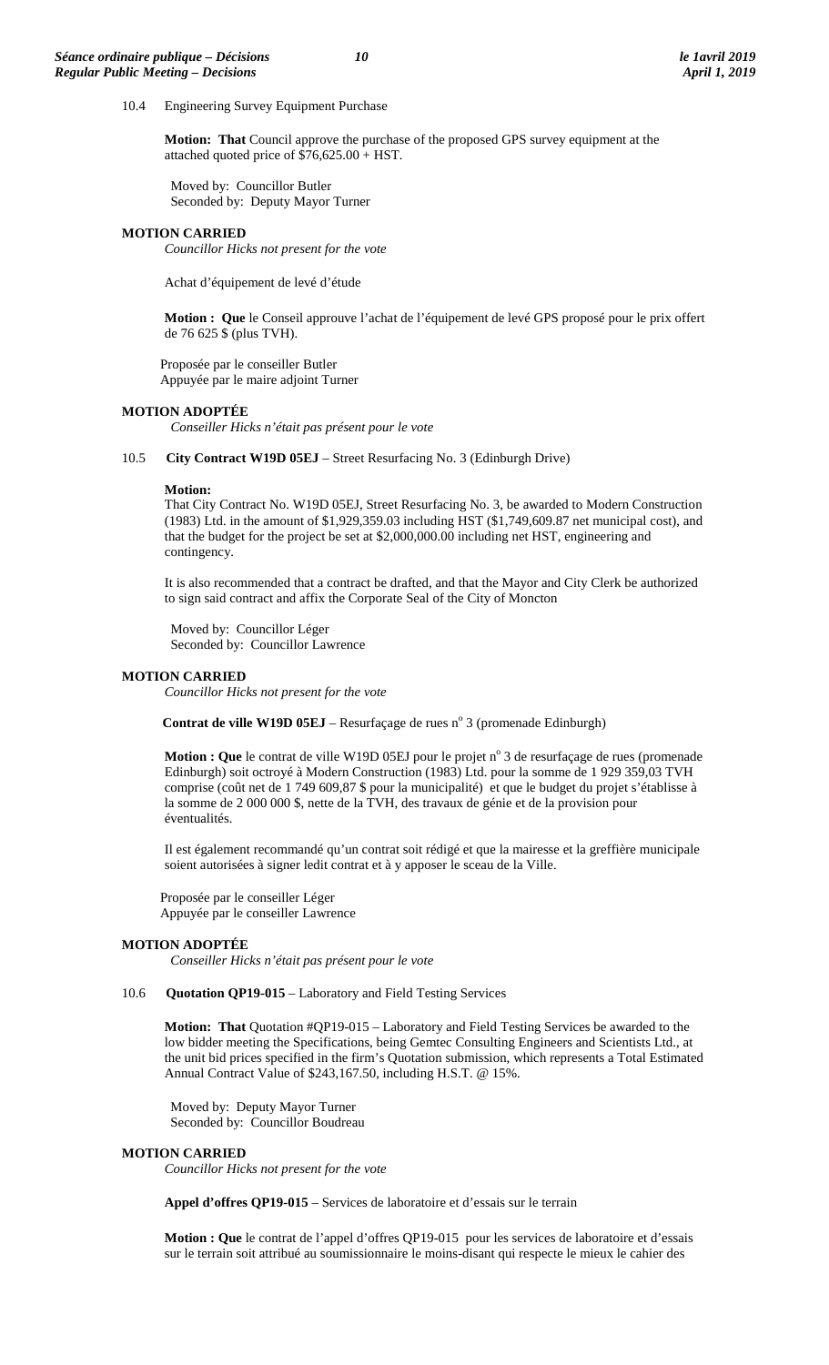10.4 Engineering Survey Equipment Purchase

**Motion: That** Council approve the purchase of the proposed GPS survey equipment at the attached quoted price of $76,625.00 + HST.

Moved by: Councillor Butler
Seconded by: Deputy Mayor Turner

**MOTION CARRIED**
*Councillor Hicks not present for the vote*

Achat d'équipement de levé d'étude

**Motion : Que** le Conseil approuve l'achat de l'équipement de levé GPS proposé pour le prix offert de 76 625 $ (plus TVH).

Proposée par le conseiller Butler
Appuyée par le maire adjoint Turner

**MOTION ADOPTÉE**
*Conseiller Hicks n'était pas présent pour le vote*

10.5 **City Contract W19D 05EJ** – Street Resurfacing No. 3 (Edinburgh Drive)

**Motion:**
That City Contract No. W19D 05EJ, Street Resurfacing No. 3, be awarded to Modern Construction (1983) Ltd. in the amount of $1,929,359.03 including HST ($1,749,609.87 net municipal cost), and that the budget for the project be set at $2,000,000.00 including net HST, engineering and contingency.

It is also recommended that a contract be drafted, and that the Mayor and City Clerk be authorized to sign said contract and affix the Corporate Seal of the City of Moncton

Moved by: Councillor Léger
Seconded by: Councillor Lawrence

**MOTION CARRIED**
*Councillor Hicks not present for the vote*

**Contrat de ville W19D 05EJ** – Resurfaçage de rues n° 3 (promenade Edinburgh)

**Motion : Que** le contrat de ville W19D 05EJ pour le projet n° 3 de resurfaçage de rues (promenade Edinburgh) soit octroyé à Modern Construction (1983) Ltd. pour la somme de 1 929 359,03 TVH comprise (coût net de 1 749 609,87 $ pour la municipalité) et que le budget du projet s'établisse à la somme de 2 000 000 $, nette de la TVH, des travaux de génie et de la provision pour éventualités.

Il est également recommandé qu'un contrat soit rédigé et que la mairesse et la greffière municipale soient autorisées à signer ledit contrat et à y apposer le sceau de la Ville.

Proposée par le conseiller Léger
Appuyée par le conseiller Lawrence

**MOTION ADOPTÉE**
*Conseiller Hicks n'était pas présent pour le vote*

10.6 **Quotation QP19-015** – Laboratory and Field Testing Services

**Motion: That** Quotation #QP19-015 – Laboratory and Field Testing Services be awarded to the low bidder meeting the Specifications, being Gemtec Consulting Engineers and Scientists Ltd., at the unit bid prices specified in the firm's Quotation submission, which represents a Total Estimated Annual Contract Value of $243,167.50, including H.S.T. @ 15%.

Moved by: Deputy Mayor Turner
Seconded by: Councillor Boudreau

**MOTION CARRIED**
*Councillor Hicks not present for the vote*

**Appel d'offres QP19-015** – Services de laboratoire et d'essais sur le terrain

**Motion : Que** le contrat de l'appel d'offres QP19-015 pour les services de laboratoire et d'essais sur le terrain soit attribué au soumissionnaire le moins-disant qui respecte le mieux le cahier des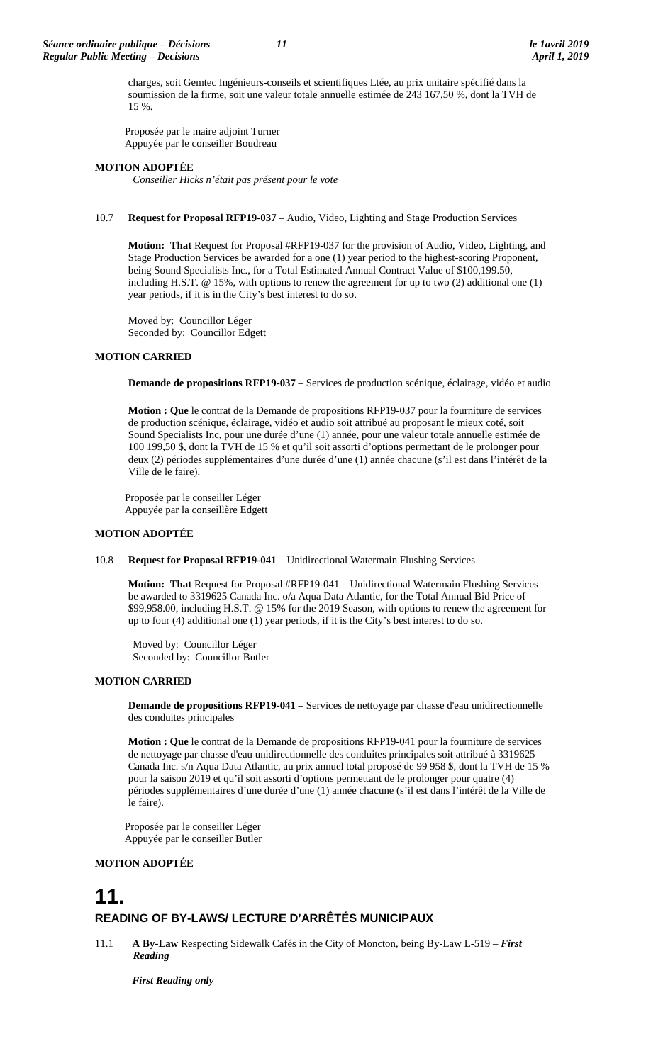charges, soit Gemtec Ingénieurs-conseils et scientifiques Ltée, au prix unitaire spécifié dans la soumission de la firme, soit une valeur totale annuelle estimée de 243 167,50 %, dont la TVH de 15 %.

Proposée par le maire adjoint Turner
Appuyée par le conseiller Boudreau

**MOTION ADOPTÉE**
*Conseiller Hicks n'était pas présent pour le vote*

10.7 **Request for Proposal RFP19-037** – Audio, Video, Lighting and Stage Production Services

**Motion: That** Request for Proposal #RFP19-037 for the provision of Audio, Video, Lighting, and Stage Production Services be awarded for a one (1) year period to the highest-scoring Proponent, being Sound Specialists Inc., for a Total Estimated Annual Contract Value of $100,199.50, including H.S.T. @ 15%, with options to renew the agreement for up to two (2) additional one (1) year periods, if it is in the City's best interest to do so.

Moved by: Councillor Léger
Seconded by: Councillor Edgett

**MOTION CARRIED**

**Demande de propositions RFP19-037** – Services de production scénique, éclairage, vidéo et audio

**Motion : Que** le contrat de la Demande de propositions RFP19-037 pour la fourniture de services de production scénique, éclairage, vidéo et audio soit attribué au proposant le mieux coté, soit Sound Specialists Inc, pour une durée d'une (1) année, pour une valeur totale annuelle estimée de 100 199,50 $, dont la TVH de 15 % et qu'il soit assorti d'options permettant de le prolonger pour deux (2) périodes supplémentaires d'une durée d'une (1) année chacune (s'il est dans l'intérêt de la Ville de le faire).

Proposée par le conseiller Léger
Appuyée par la conseillère Edgett

**MOTION ADOPTÉE**

10.8 **Request for Proposal RFP19-041** – Unidirectional Watermain Flushing Services

**Motion: That** Request for Proposal #RFP19-041 – Unidirectional Watermain Flushing Services be awarded to 3319625 Canada Inc. o/a Aqua Data Atlantic, for the Total Annual Bid Price of $99,958.00, including H.S.T. @ 15% for the 2019 Season, with options to renew the agreement for up to four (4) additional one (1) year periods, if it is the City's best interest to do so.

Moved by: Councillor Léger
Seconded by: Councillor Butler

**MOTION CARRIED**

**Demande de propositions RFP19-041** – Services de nettoyage par chasse d'eau unidirectionnelle des conduites principales

**Motion : Que** le contrat de la Demande de propositions RFP19-041 pour la fourniture de services de nettoyage par chasse d'eau unidirectionnelle des conduites principales soit attribué à 3319625 Canada Inc. s/n Aqua Data Atlantic, au prix annuel total proposé de 99 958 $, dont la TVH de 15 % pour la saison 2019 et qu'il soit assorti d'options permettant de le prolonger pour quatre (4) périodes supplémentaires d'une durée d'une (1) année chacune (s'il est dans l'intérêt de la Ville de le faire).

Proposée par le conseiller Léger
Appuyée par le conseiller Butler

**MOTION ADOPTÉE**

# 11.

## READING OF BY-LAWS/ LECTURE D'ARRÊTÉS MUNICIPAUX

11.1 **A By-Law** Respecting Sidewalk Cafés in the City of Moncton, being By-Law L-519 – ***First Reading***

***First Reading only***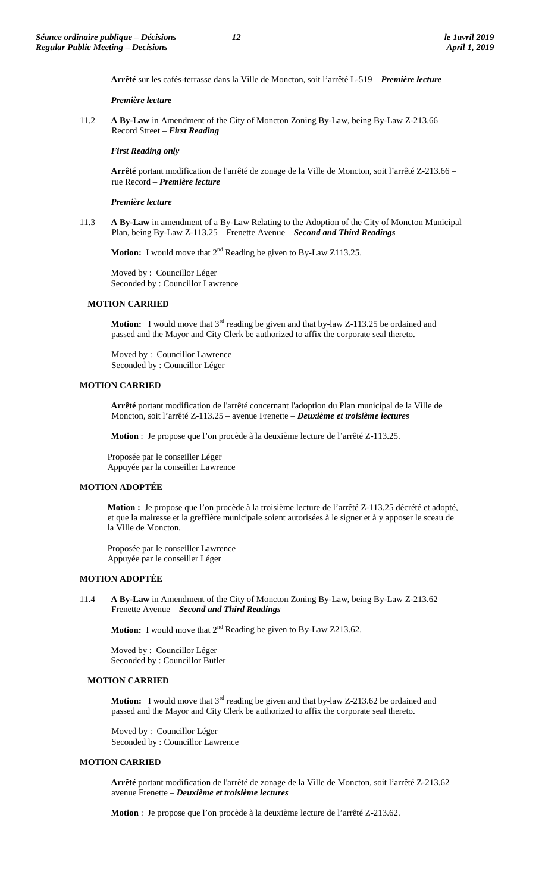**Arrêté** sur les cafés-terrasse dans la Ville de Moncton, soit l'arrêté L-519 – ***Première lecture***

***Première lecture***

11.2 **A By-Law** in Amendment of the City of Moncton Zoning By-Law, being By-Law Z-213.66 – Record Street – ***First Reading***

***First Reading only***

**Arrêté** portant modification de l'arrêté de zonage de la Ville de Moncton, soit l'arrêté Z-213.66 – rue Record – ***Première lecture***

***Première lecture***

11.3 **A By-Law** in amendment of a By-Law Relating to the Adoption of the City of Moncton Municipal Plan, being By-Law Z-113.25 – Frenette Avenue – ***Second and Third Readings***

**Motion:** I would move that 2nd Reading be given to By-Law Z113.25.

Moved by : Councillor Léger
Seconded by : Councillor Lawrence

**MOTION CARRIED**

**Motion:** I would move that 3rd reading be given and that by-law Z-113.25 be ordained and passed and the Mayor and City Clerk be authorized to affix the corporate seal thereto.

Moved by : Councillor Lawrence
Seconded by : Councillor Léger

**MOTION CARRIED**

**Arrêté** portant modification de l'arrêté concernant l'adoption du Plan municipal de la Ville de Moncton, soit l'arrêté Z-113.25 – avenue Frenette – ***Deuxième et troisième lectures***

**Motion** : Je propose que l'on procède à la deuxième lecture de l'arrêté Z-113.25.

Proposée par le conseiller Léger
Appuyée par la conseiller Lawrence

**MOTION ADOPTÉE**

**Motion :** Je propose que l'on procède à la troisième lecture de l'arrêté Z-113.25 décrété et adopté, et que la mairesse et la greffière municipale soient autorisées à le signer et à y apposer le sceau de la Ville de Moncton.

Proposée par le conseiller Lawrence
Appuyée par le conseiller Léger

**MOTION ADOPTÉE**

11.4 **A By-Law** in Amendment of the City of Moncton Zoning By-Law, being By-Law Z-213.62 – Frenette Avenue – ***Second and Third Readings***

**Motion:** I would move that 2nd Reading be given to By-Law Z213.62.

Moved by : Councillor Léger
Seconded by : Councillor Butler

**MOTION CARRIED**

**Motion:** I would move that 3rd reading be given and that by-law Z-213.62 be ordained and passed and the Mayor and City Clerk be authorized to affix the corporate seal thereto.

Moved by : Councillor Léger
Seconded by : Councillor Lawrence

**MOTION CARRIED**

**Arrêté** portant modification de l'arrêté de zonage de la Ville de Moncton, soit l'arrêté Z-213.62 – avenue Frenette – ***Deuxième et troisième lectures***

**Motion** : Je propose que l'on procède à la deuxième lecture de l'arrêté Z-213.62.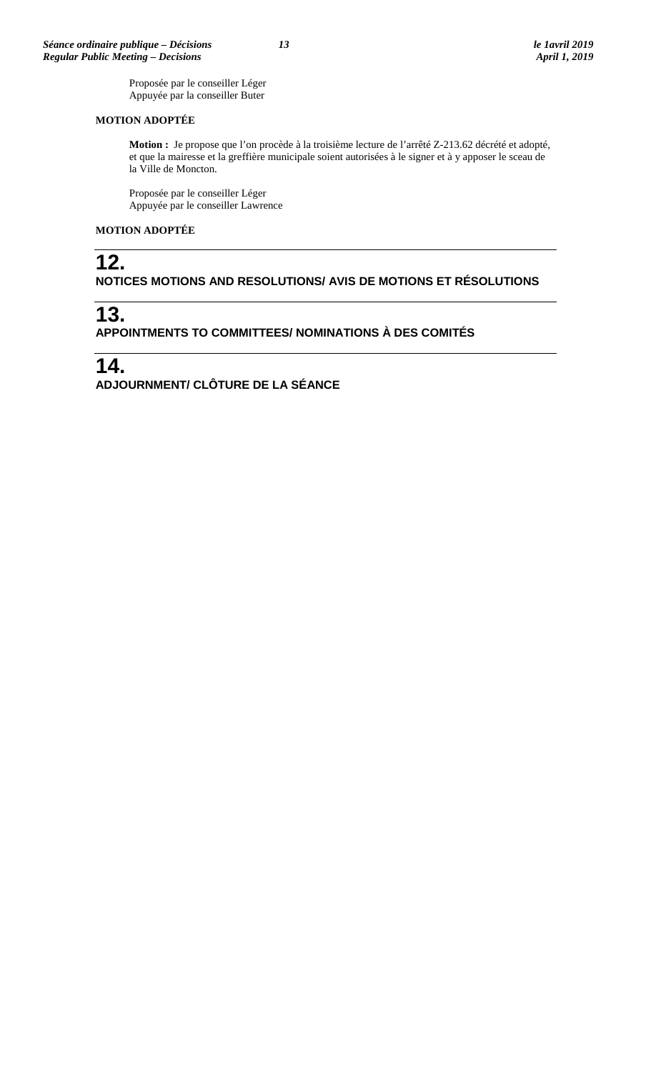Proposée par le conseiller Léger
Appuyée par la conseiller Buter

**MOTION ADOPTÉE**

**Motion :** Je propose que l'on procède à la troisième lecture de l'arrêté Z-213.62 décrété et adopté, et que la mairesse et la greffière municipale soient autorisées à le signer et à y apposer le sceau de la Ville de Moncton.

Proposée par le conseiller Léger
Appuyée par le conseiller Lawrence

**MOTION ADOPTÉE**

## 12.
**NOTICES MOTIONS AND RESOLUTIONS/ AVIS DE MOTIONS ET RÉSOLUTIONS**

## 13.
**APPOINTMENTS TO COMMITTEES/ NOMINATIONS À DES COMITÉS**

## 14.
**ADJOURNMENT/ CLÔTURE DE LA SÉANCE**